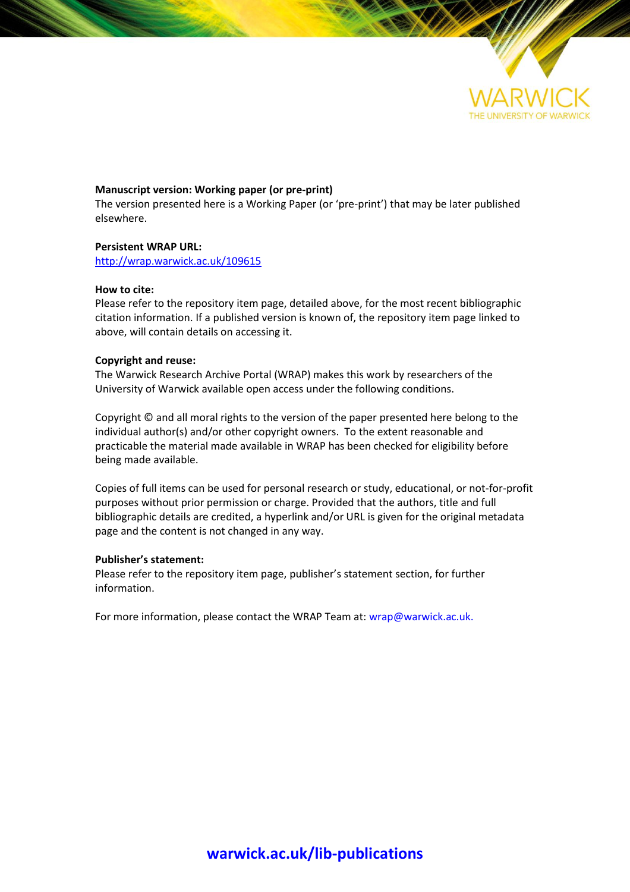**Manuscript version: Working paper (or pre-print)**
The version presented here is a Working Paper (or 'pre-print') that may be later published elsewhere.

**Persistent WRAP URL:**
http://wrap.warwick.ac.uk/109615

**How to cite:**
Please refer to the repository item page, detailed above, for the most recent bibliographic citation information. If a published version is known of, the repository item page linked to above, will contain details on accessing it.

**Copyright and reuse:**
The Warwick Research Archive Portal (WRAP) makes this work by researchers of the University of Warwick available open access under the following conditions.

Copyright © and all moral rights to the version of the paper presented here belong to the individual author(s) and/or other copyright owners. To the extent reasonable and practicable the material made available in WRAP has been checked for eligibility before being made available.

Copies of full items can be used for personal research or study, educational, or not-for-profit purposes without prior permission or charge. Provided that the authors, title and full bibliographic details are credited, a hyperlink and/or URL is given for the original metadata page and the content is not changed in any way.

**Publisher's statement:**
Please refer to the repository item page, publisher's statement section, for further information.

For more information, please contact the WRAP Team at: wrap@warwick.ac.uk.

**warwick.ac.uk/lib-publications**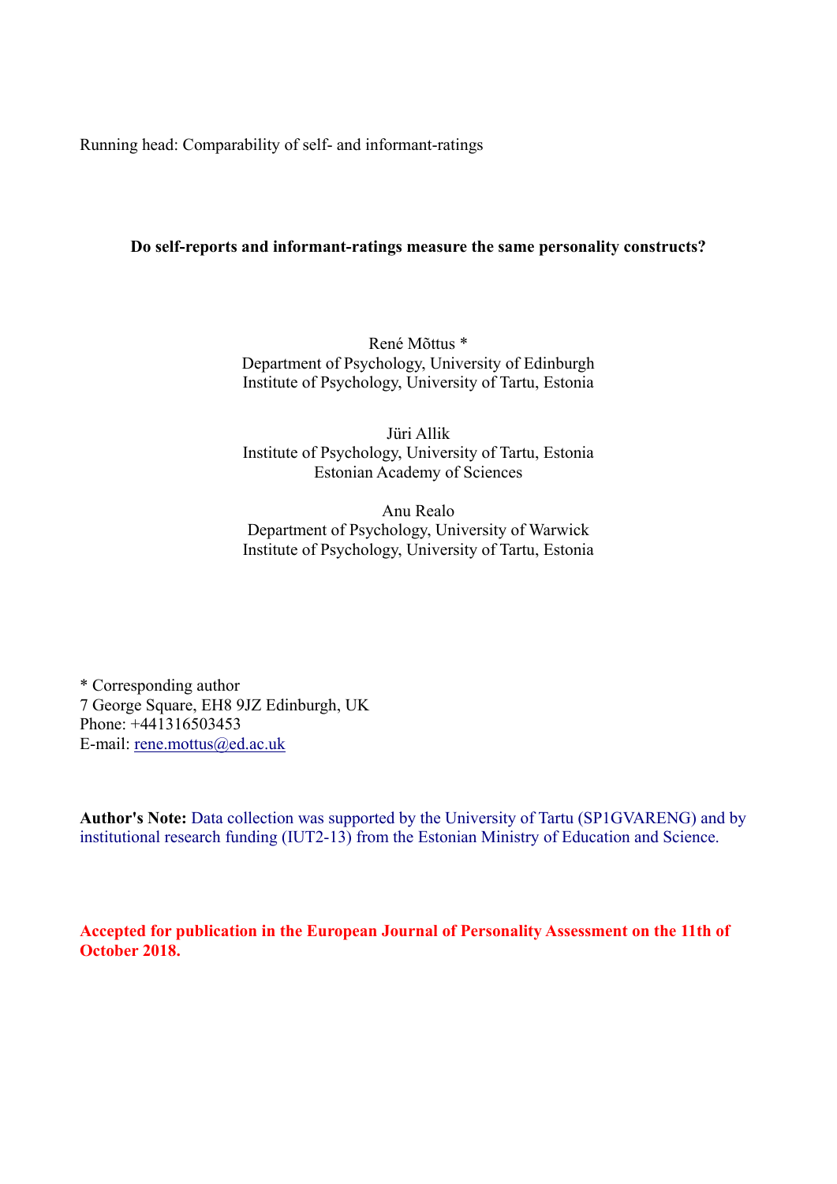Running head: Comparability of self- and informant-ratings

**Do self-reports and informant-ratings measure the same personality constructs?**

René Mõttus *
Department of Psychology, University of Edinburgh
Institute of Psychology, University of Tartu, Estonia

Jüri Allik
Institute of Psychology, University of Tartu, Estonia
Estonian Academy of Sciences

Anu Realo
Department of Psychology, University of Warwick
Institute of Psychology, University of Tartu, Estonia

* Corresponding author
7 George Square, EH8 9JZ Edinburgh, UK
Phone: +441316503453
E-mail: rene.mottus@ed.ac.uk

**Author's Note:** Data collection was supported by the University of Tartu (SP1GVARENG) and by institutional research funding (IUT2-13) from the Estonian Ministry of Education and Science.

**Accepted for publication in the European Journal of Personality Assessment on the 11th of October 2018.**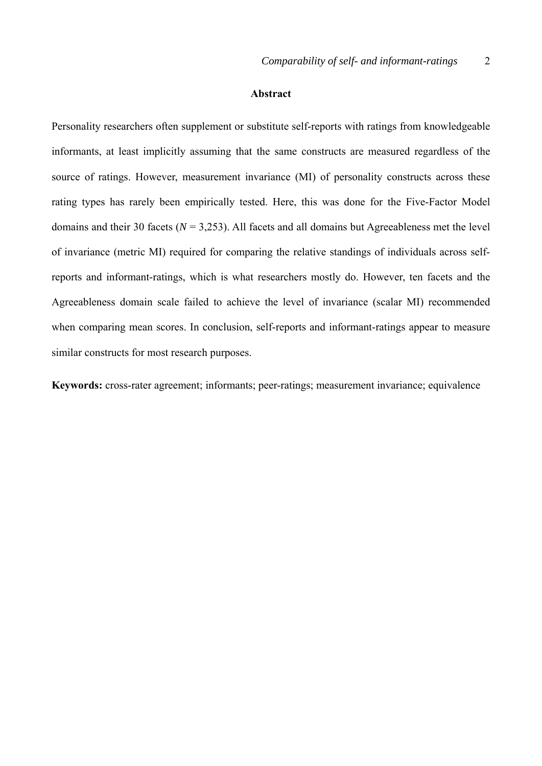## Abstract

Personality researchers often supplement or substitute self-reports with ratings from knowledgeable informants, at least implicitly assuming that the same constructs are measured regardless of the source of ratings. However, measurement invariance (MI) of personality constructs across these rating types has rarely been empirically tested. Here, this was done for the Five-Factor Model domains and their 30 facets ($N$ = 3,253). All facets and all domains but Agreeableness met the level of invariance (metric MI) required for comparing the relative standings of individuals across self-reports and informant-ratings, which is what researchers mostly do. However, ten facets and the Agreeableness domain scale failed to achieve the level of invariance (scalar MI) recommended when comparing mean scores. In conclusion, self-reports and informant-ratings appear to measure similar constructs for most research purposes.

**Keywords:** cross-rater agreement; informants; peer-ratings; measurement invariance; equivalence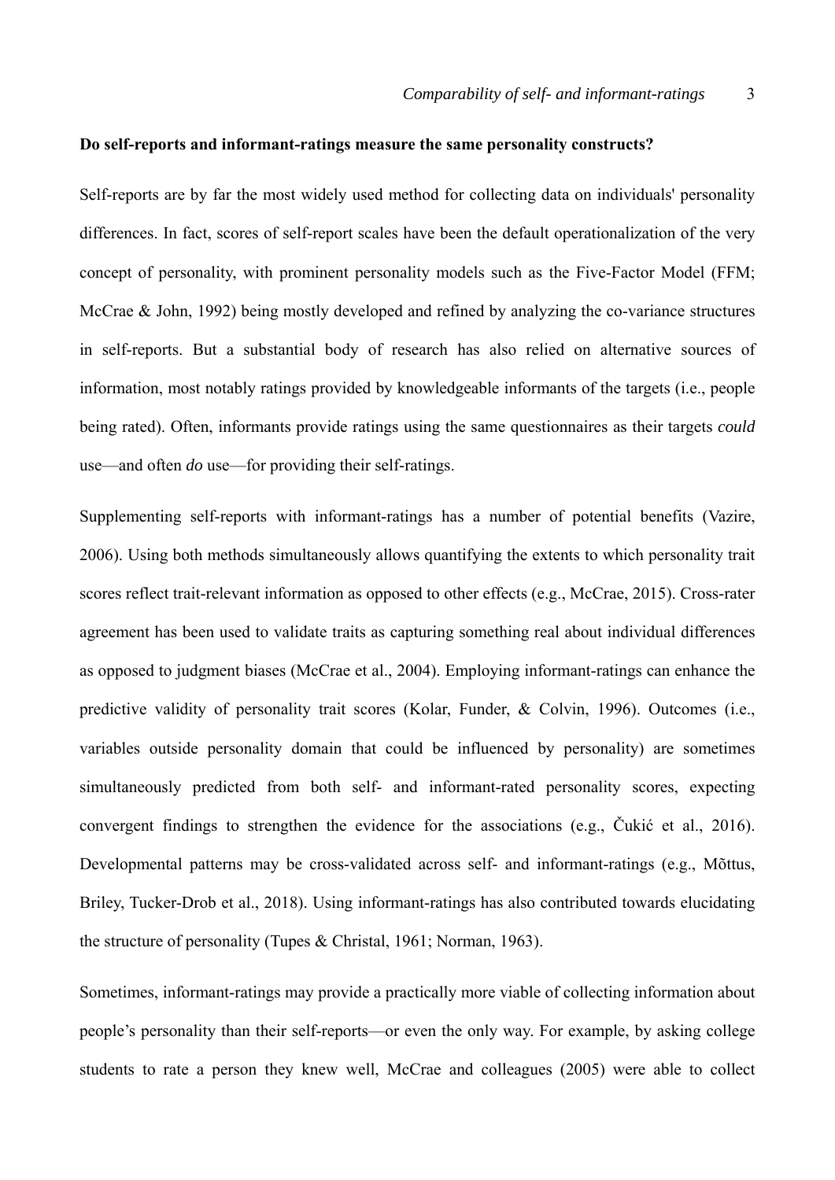**Do self-reports and informant-ratings measure the same personality constructs?**

Self-reports are by far the most widely used method for collecting data on individuals' personality differences. In fact, scores of self-report scales have been the default operationalization of the very concept of personality, with prominent personality models such as the Five-Factor Model (FFM; McCrae & John, 1992) being mostly developed and refined by analyzing the co-variance structures in self-reports. But a substantial body of research has also relied on alternative sources of information, most notably ratings provided by knowledgeable informants of the targets (i.e., people being rated). Often, informants provide ratings using the same questionnaires as their targets *could* use—and often *do* use—for providing their self-ratings.

Supplementing self-reports with informant-ratings has a number of potential benefits (Vazire, 2006). Using both methods simultaneously allows quantifying the extents to which personality trait scores reflect trait-relevant information as opposed to other effects (e.g., McCrae, 2015). Cross-rater agreement has been used to validate traits as capturing something real about individual differences as opposed to judgment biases (McCrae et al., 2004). Employing informant-ratings can enhance the predictive validity of personality trait scores (Kolar, Funder, & Colvin, 1996). Outcomes (i.e., variables outside personality domain that could be influenced by personality) are sometimes simultaneously predicted from both self- and informant-rated personality scores, expecting convergent findings to strengthen the evidence for the associations (e.g., Čukić et al., 2016). Developmental patterns may be cross-validated across self- and informant-ratings (e.g., Mõttus, Briley, Tucker-Drob et al., 2018). Using informant-ratings has also contributed towards elucidating the structure of personality (Tupes & Christal, 1961; Norman, 1963).

Sometimes, informant-ratings may provide a practically more viable of collecting information about people's personality than their self-reports—or even the only way. For example, by asking college students to rate a person they knew well, McCrae and colleagues (2005) were able to collect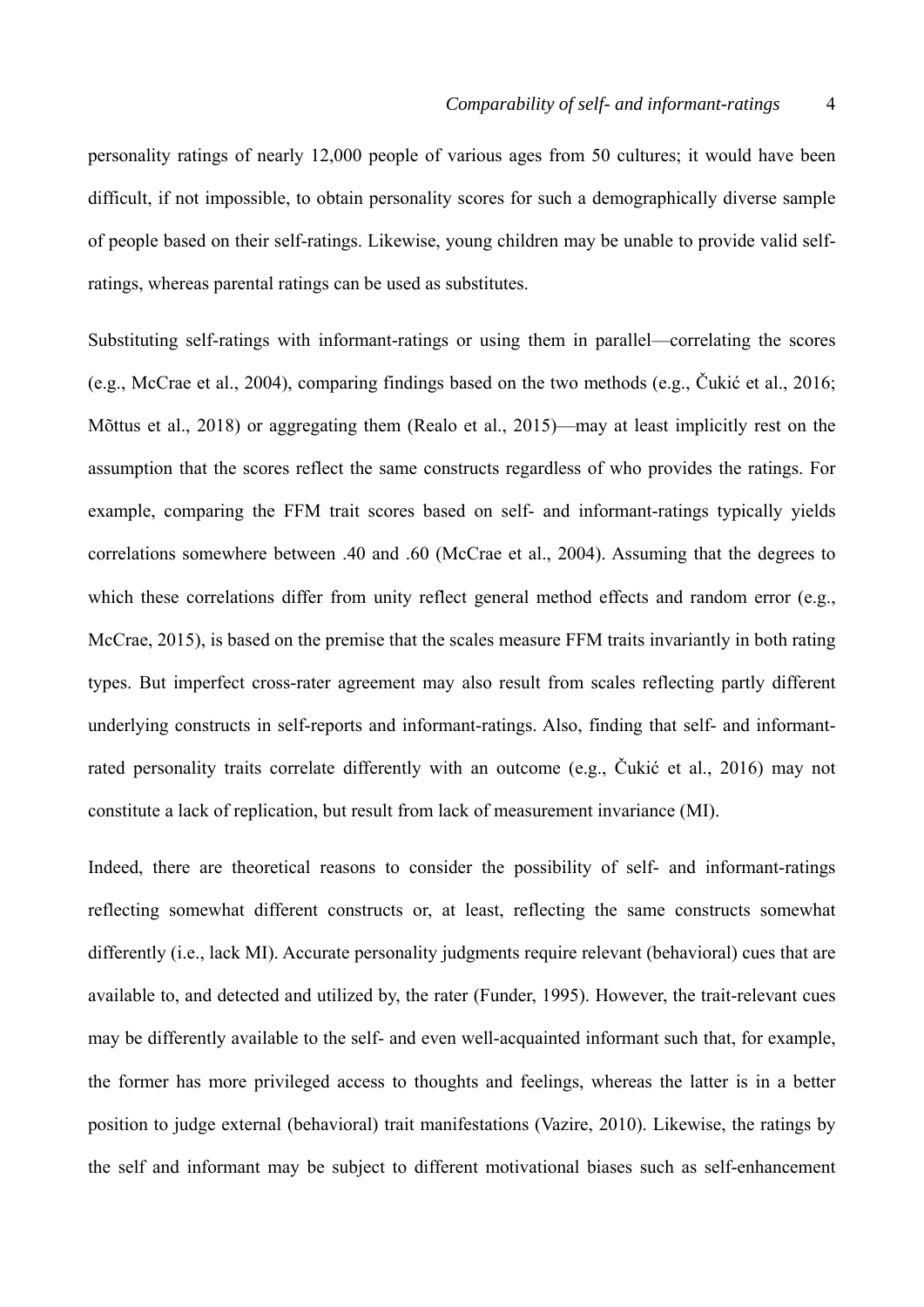personality ratings of nearly 12,000 people of various ages from 50 cultures; it would have been difficult, if not impossible, to obtain personality scores for such a demographically diverse sample of people based on their self-ratings. Likewise, young children may be unable to provide valid self-ratings, whereas parental ratings can be used as substitutes.

Substituting self-ratings with informant-ratings or using them in parallel—correlating the scores (e.g., McCrae et al., 2004), comparing findings based on the two methods (e.g., Čukić et al., 2016; Mõttus et al., 2018) or aggregating them (Realo et al., 2015)—may at least implicitly rest on the assumption that the scores reflect the same constructs regardless of who provides the ratings. For example, comparing the FFM trait scores based on self- and informant-ratings typically yields correlations somewhere between .40 and .60 (McCrae et al., 2004). Assuming that the degrees to which these correlations differ from unity reflect general method effects and random error (e.g., McCrae, 2015), is based on the premise that the scales measure FFM traits invariantly in both rating types. But imperfect cross-rater agreement may also result from scales reflecting partly different underlying constructs in self-reports and informant-ratings. Also, finding that self- and informant-rated personality traits correlate differently with an outcome (e.g., Čukić et al., 2016) may not constitute a lack of replication, but result from lack of measurement invariance (MI).

Indeed, there are theoretical reasons to consider the possibility of self- and informant-ratings reflecting somewhat different constructs or, at least, reflecting the same constructs somewhat differently (i.e., lack MI). Accurate personality judgments require relevant (behavioral) cues that are available to, and detected and utilized by, the rater (Funder, 1995). However, the trait-relevant cues may be differently available to the self- and even well-acquainted informant such that, for example, the former has more privileged access to thoughts and feelings, whereas the latter is in a better position to judge external (behavioral) trait manifestations (Vazire, 2010). Likewise, the ratings by the self and informant may be subject to different motivational biases such as self-enhancement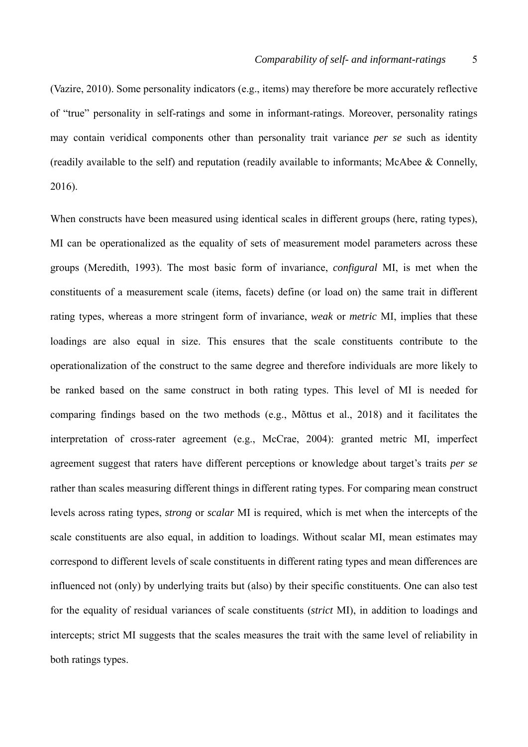(Vazire, 2010). Some personality indicators (e.g., items) may therefore be more accurately reflective of "true" personality in self-ratings and some in informant-ratings. Moreover, personality ratings may contain veridical components other than personality trait variance *per se* such as identity (readily available to the self) and reputation (readily available to informants; McAbee & Connelly, 2016).

When constructs have been measured using identical scales in different groups (here, rating types), MI can be operationalized as the equality of sets of measurement model parameters across these groups (Meredith, 1993). The most basic form of invariance, *configural* MI, is met when the constituents of a measurement scale (items, facets) define (or load on) the same trait in different rating types, whereas a more stringent form of invariance, *weak* or *metric* MI, implies that these loadings are also equal in size. This ensures that the scale constituents contribute to the operationalization of the construct to the same degree and therefore individuals are more likely to be ranked based on the same construct in both rating types. This level of MI is needed for comparing findings based on the two methods (e.g., Mõttus et al., 2018) and it facilitates the interpretation of cross-rater agreement (e.g., McCrae, 2004): granted metric MI, imperfect agreement suggest that raters have different perceptions or knowledge about target's traits *per se* rather than scales measuring different things in different rating types. For comparing mean construct levels across rating types, *strong* or *scalar* MI is required, which is met when the intercepts of the scale constituents are also equal, in addition to loadings. Without scalar MI, mean estimates may correspond to different levels of scale constituents in different rating types and mean differences are influenced not (only) by underlying traits but (also) by their specific constituents. One can also test for the equality of residual variances of scale constituents (*strict* MI), in addition to loadings and intercepts; strict MI suggests that the scales measures the trait with the same level of reliability in both ratings types.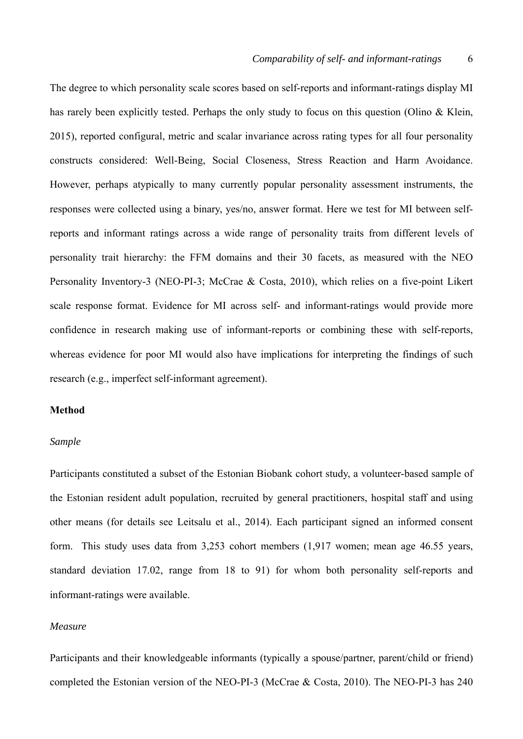The degree to which personality scale scores based on self-reports and informant-ratings display MI has rarely been explicitly tested. Perhaps the only study to focus on this question (Olino & Klein, 2015), reported configural, metric and scalar invariance across rating types for all four personality constructs considered: Well-Being, Social Closeness, Stress Reaction and Harm Avoidance. However, perhaps atypically to many currently popular personality assessment instruments, the responses were collected using a binary, yes/no, answer format. Here we test for MI between self-reports and informant ratings across a wide range of personality traits from different levels of personality trait hierarchy: the FFM domains and their 30 facets, as measured with the NEO Personality Inventory-3 (NEO-PI-3; McCrae & Costa, 2010), which relies on a five-point Likert scale response format. Evidence for MI across self- and informant-ratings would provide more confidence in research making use of informant-reports or combining these with self-reports, whereas evidence for poor MI would also have implications for interpreting the findings of such research (e.g., imperfect self-informant agreement).

## Method

### *Sample*

Participants constituted a subset of the Estonian Biobank cohort study, a volunteer-based sample of the Estonian resident adult population, recruited by general practitioners, hospital staff and using other means (for details see Leitsalu et al., 2014). Each participant signed an informed consent form. This study uses data from 3,253 cohort members (1,917 women; mean age 46.55 years, standard deviation 17.02, range from 18 to 91) for whom both personality self-reports and informant-ratings were available.

### *Measure*

Participants and their knowledgeable informants (typically a spouse/partner, parent/child or friend) completed the Estonian version of the NEO-PI-3 (McCrae & Costa, 2010). The NEO-PI-3 has 240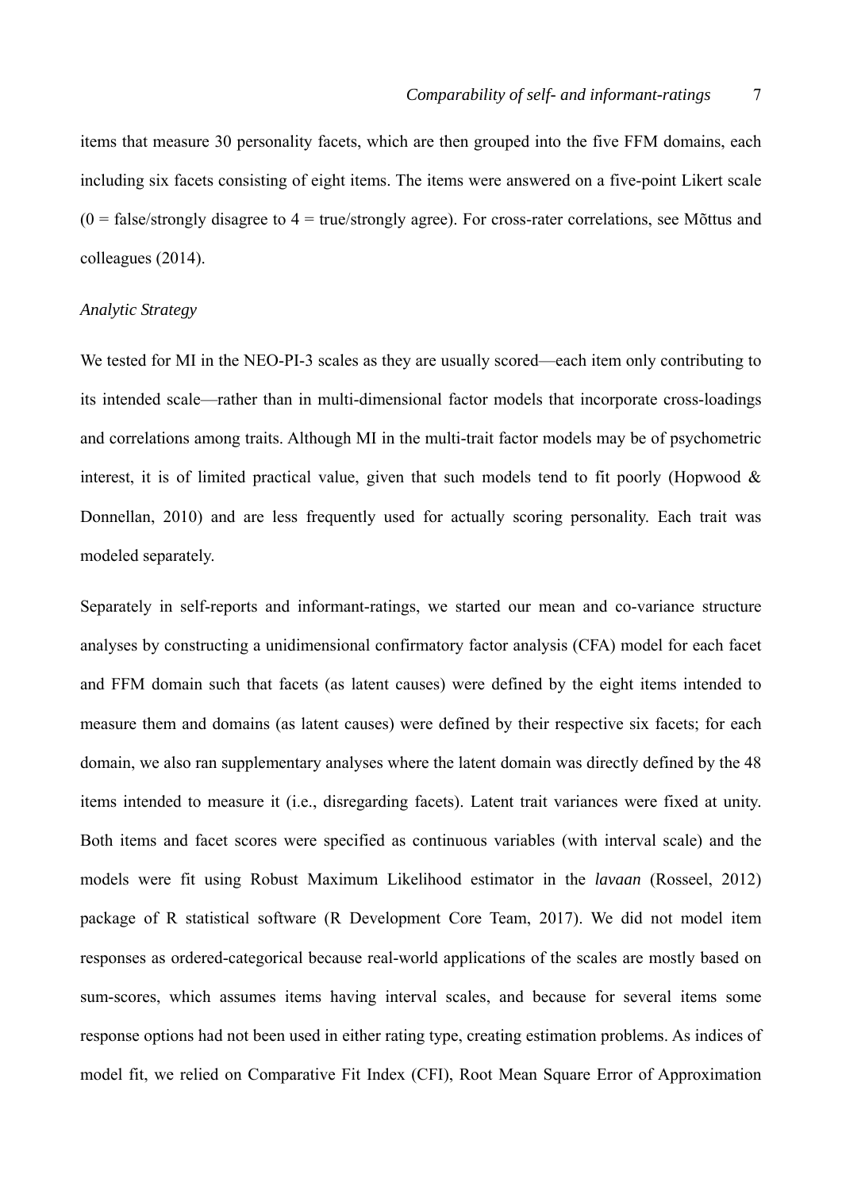items that measure 30 personality facets, which are then grouped into the five FFM domains, each including six facets consisting of eight items. The items were answered on a five-point Likert scale (0 = false/strongly disagree to 4 = true/strongly agree). For cross-rater correlations, see Mõttus and colleagues (2014).

*Analytic Strategy*

We tested for MI in the NEO-PI-3 scales as they are usually scored—each item only contributing to its intended scale—rather than in multi-dimensional factor models that incorporate cross-loadings and correlations among traits. Although MI in the multi-trait factor models may be of psychometric interest, it is of limited practical value, given that such models tend to fit poorly (Hopwood & Donnellan, 2010) and are less frequently used for actually scoring personality. Each trait was modeled separately.

Separately in self-reports and informant-ratings, we started our mean and co-variance structure analyses by constructing a unidimensional confirmatory factor analysis (CFA) model for each facet and FFM domain such that facets (as latent causes) were defined by the eight items intended to measure them and domains (as latent causes) were defined by their respective six facets; for each domain, we also ran supplementary analyses where the latent domain was directly defined by the 48 items intended to measure it (i.e., disregarding facets). Latent trait variances were fixed at unity. Both items and facet scores were specified as continuous variables (with interval scale) and the models were fit using Robust Maximum Likelihood estimator in the *lavaan* (Rosseel, 2012) package of R statistical software (R Development Core Team, 2017). We did not model item responses as ordered-categorical because real-world applications of the scales are mostly based on sum-scores, which assumes items having interval scales, and because for several items some response options had not been used in either rating type, creating estimation problems. As indices of model fit, we relied on Comparative Fit Index (CFI), Root Mean Square Error of Approximation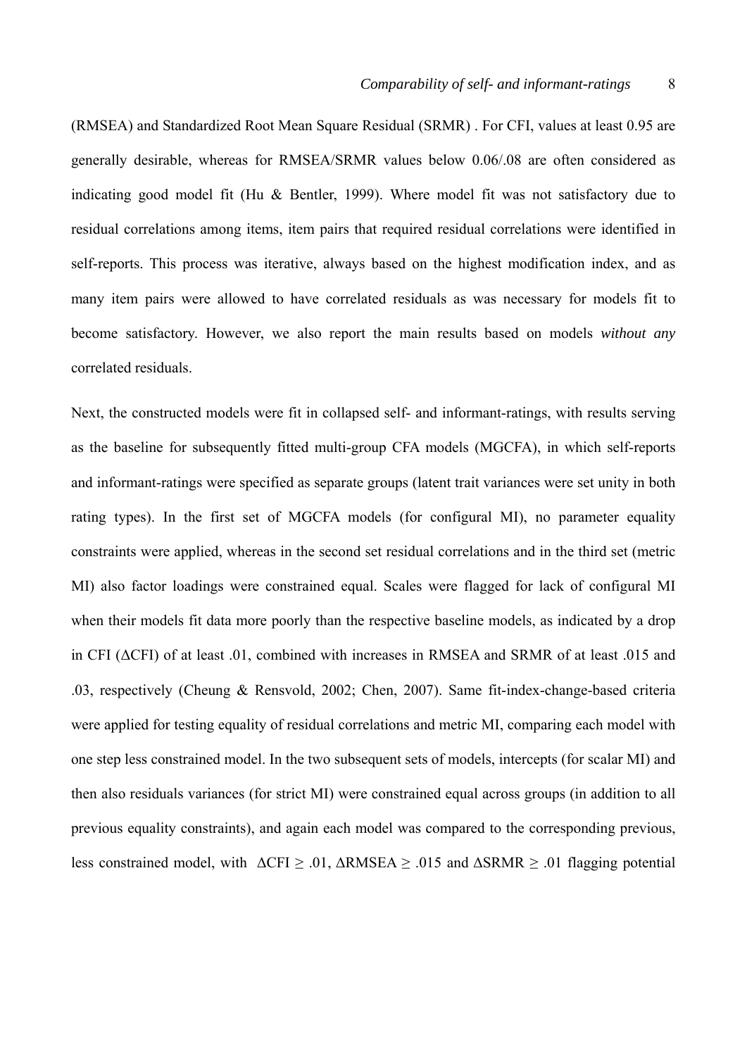(RMSEA) and Standardized Root Mean Square Residual (SRMR) . For CFI, values at least 0.95 are generally desirable, whereas for RMSEA/SRMR values below 0.06/.08 are often considered as indicating good model fit (Hu & Bentler, 1999). Where model fit was not satisfactory due to residual correlations among items, item pairs that required residual correlations were identified in self-reports. This process was iterative, always based on the highest modification index, and as many item pairs were allowed to have correlated residuals as was necessary for models fit to become satisfactory. However, we also report the main results based on models *without any* correlated residuals.

Next, the constructed models were fit in collapsed self- and informant-ratings, with results serving as the baseline for subsequently fitted multi-group CFA models (MGCFA), in which self-reports and informant-ratings were specified as separate groups (latent trait variances were set unity in both rating types). In the first set of MGCFA models (for configural MI), no parameter equality constraints were applied, whereas in the second set residual correlations and in the third set (metric MI) also factor loadings were constrained equal. Scales were flagged for lack of configural MI when their models fit data more poorly than the respective baseline models, as indicated by a drop in CFI ($\Delta$CFI) of at least .01, combined with increases in RMSEA and SRMR of at least .015 and .03, respectively (Cheung & Rensvold, 2002; Chen, 2007). Same fit-index-change-based criteria were applied for testing equality of residual correlations and metric MI, comparing each model with one step less constrained model. In the two subsequent sets of models, intercepts (for scalar MI) and then also residuals variances (for strict MI) were constrained equal across groups (in addition to all previous equality constraints), and again each model was compared to the corresponding previous, less constrained model, with $\Delta$CFI $\geq$ .01, $\Delta$RMSEA $\geq$ .015 and $\Delta$SRMR $\geq$ .01 flagging potential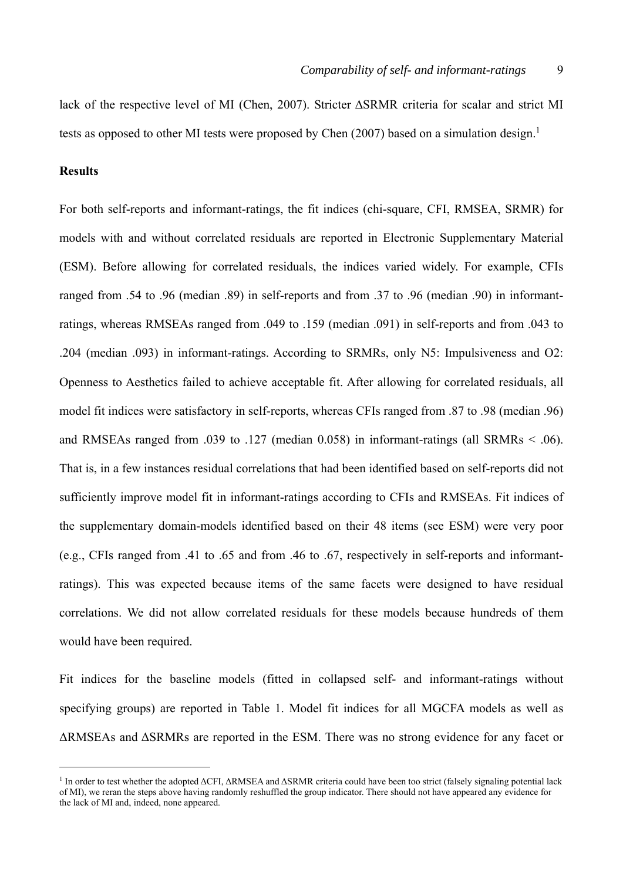lack of the respective level of MI (Chen, 2007). Stricter ΔSRMR criteria for scalar and strict MI tests as opposed to other MI tests were proposed by Chen (2007) based on a simulation design.[1]

## Results

For both self-reports and informant-ratings, the fit indices (chi-square, CFI, RMSEA, SRMR) for models with and without correlated residuals are reported in Electronic Supplementary Material (ESM). Before allowing for correlated residuals, the indices varied widely. For example, CFIs ranged from .54 to .96 (median .89) in self-reports and from .37 to .96 (median .90) in informant-ratings, whereas RMSEAs ranged from .049 to .159 (median .091) in self-reports and from .043 to .204 (median .093) in informant-ratings. According to SRMRs, only N5: Impulsiveness and O2: Openness to Aesthetics failed to achieve acceptable fit. After allowing for correlated residuals, all model fit indices were satisfactory in self-reports, whereas CFIs ranged from .87 to .98 (median .96) and RMSEAs ranged from .039 to .127 (median 0.058) in informant-ratings (all SRMRs < .06). That is, in a few instances residual correlations that had been identified based on self-reports did not sufficiently improve model fit in informant-ratings according to CFIs and RMSEAs. Fit indices of the supplementary domain-models identified based on their 48 items (see ESM) were very poor (e.g., CFIs ranged from .41 to .65 and from .46 to .67, respectively in self-reports and informant-ratings). This was expected because items of the same facets were designed to have residual correlations. We did not allow correlated residuals for these models because hundreds of them would have been required.

Fit indices for the baseline models (fitted in collapsed self- and informant-ratings without specifying groups) are reported in Table 1. Model fit indices for all MGCFA models as well as ΔRMSEAs and ΔSRMRs are reported in the ESM. There was no strong evidence for any facet or

[1] In order to test whether the adopted ΔCFI, ΔRMSEA and ΔSRMR criteria could have been too strict (falsely signaling potential lack of MI), we reran the steps above having randomly reshuffled the group indicator. There should not have appeared any evidence for the lack of MI and, indeed, none appeared.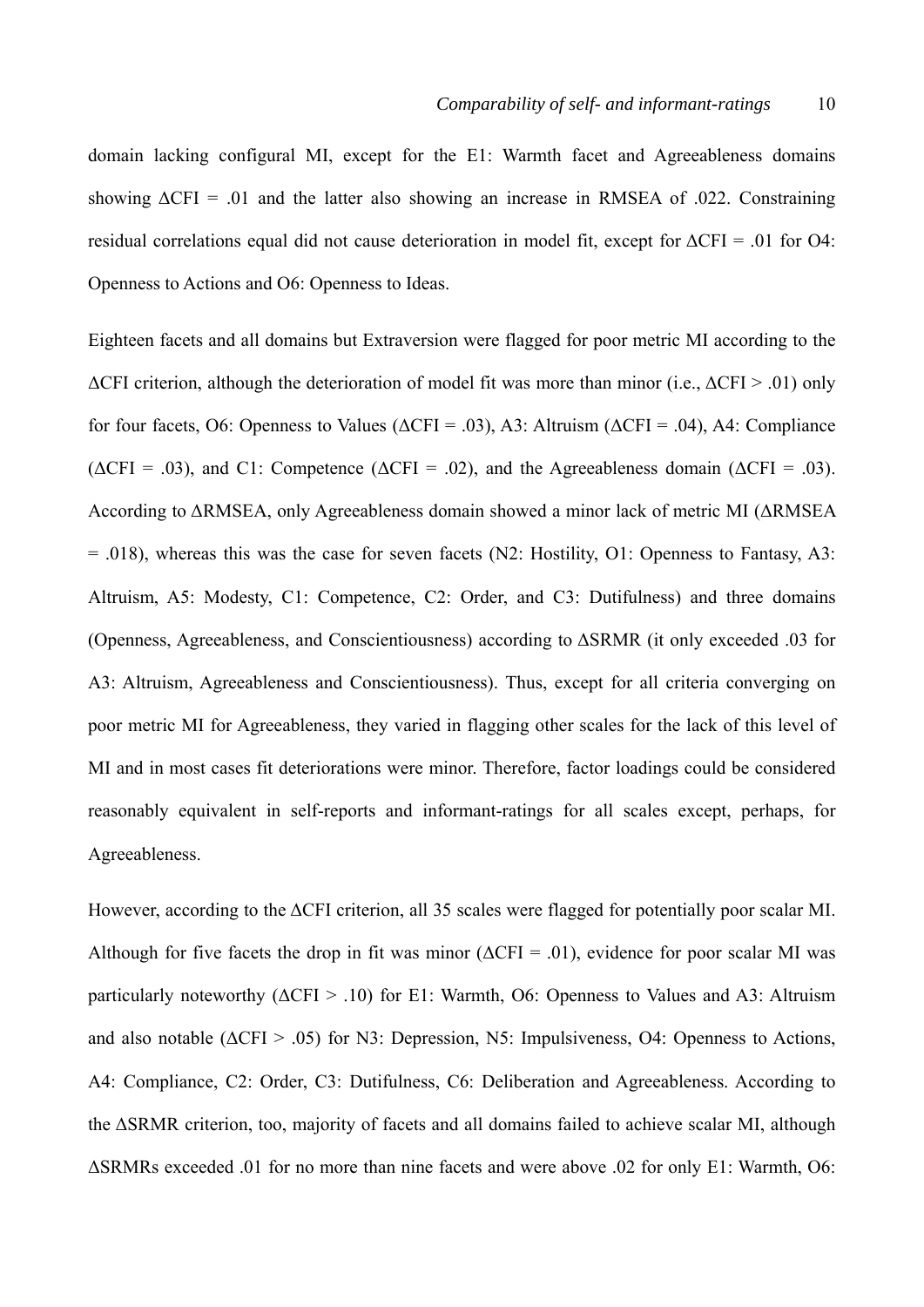domain lacking configural MI, except for the E1: Warmth facet and Agreeableness domains showing ΔCFI = .01 and the latter also showing an increase in RMSEA of .022. Constraining residual correlations equal did not cause deterioration in model fit, except for ΔCFI = .01 for O4: Openness to Actions and O6: Openness to Ideas.

Eighteen facets and all domains but Extraversion were flagged for poor metric MI according to the ΔCFI criterion, although the deterioration of model fit was more than minor (i.e., ΔCFI > .01) only for four facets, O6: Openness to Values (ΔCFI = .03), A3: Altruism (ΔCFI = .04), A4: Compliance (ΔCFI = .03), and C1: Competence (ΔCFI = .02), and the Agreeableness domain (ΔCFI = .03). According to ΔRMSEA, only Agreeableness domain showed a minor lack of metric MI (ΔRMSEA = .018), whereas this was the case for seven facets (N2: Hostility, O1: Openness to Fantasy, A3: Altruism, A5: Modesty, C1: Competence, C2: Order, and C3: Dutifulness) and three domains (Openness, Agreeableness, and Conscientiousness) according to ΔSRMR (it only exceeded .03 for A3: Altruism, Agreeableness and Conscientiousness). Thus, except for all criteria converging on poor metric MI for Agreeableness, they varied in flagging other scales for the lack of this level of MI and in most cases fit deteriorations were minor. Therefore, factor loadings could be considered reasonably equivalent in self-reports and informant-ratings for all scales except, perhaps, for Agreeableness.

However, according to the ΔCFI criterion, all 35 scales were flagged for potentially poor scalar MI. Although for five facets the drop in fit was minor (ΔCFI = .01), evidence for poor scalar MI was particularly noteworthy (ΔCFI > .10) for E1: Warmth, O6: Openness to Values and A3: Altruism and also notable (ΔCFI > .05) for N3: Depression, N5: Impulsiveness, O4: Openness to Actions, A4: Compliance, C2: Order, C3: Dutifulness, C6: Deliberation and Agreeableness. According to the ΔSRMR criterion, too, majority of facets and all domains failed to achieve scalar MI, although ΔSRMRs exceeded .01 for no more than nine facets and were above .02 for only E1: Warmth, O6: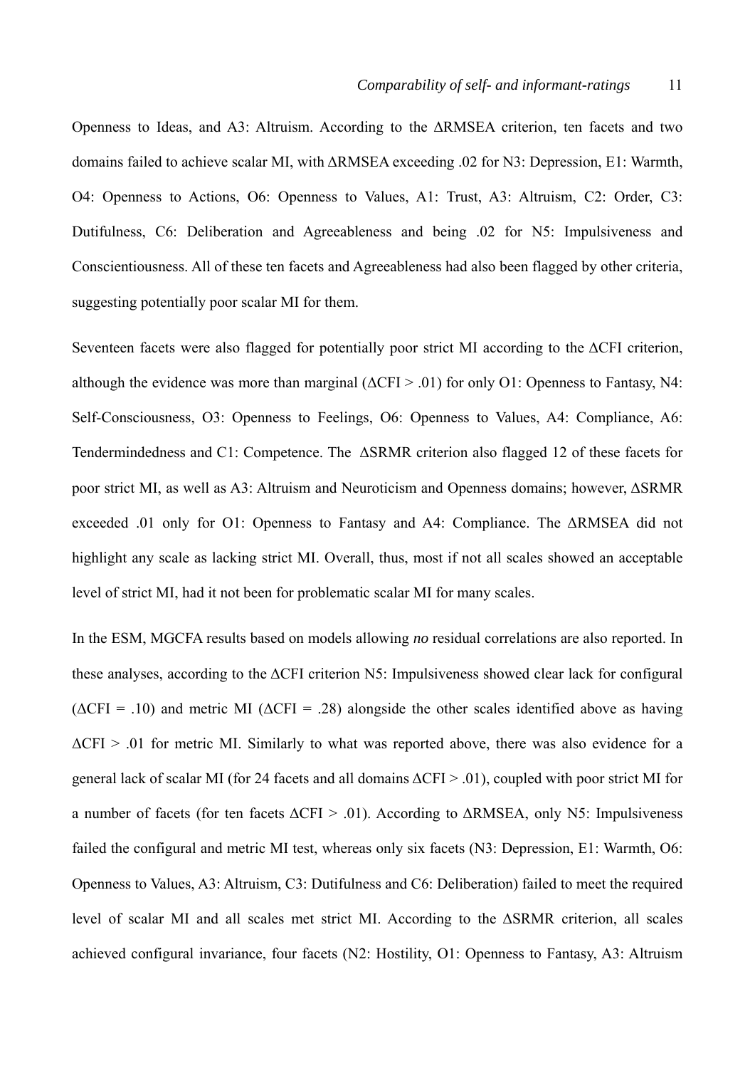Openness to Ideas, and A3: Altruism. According to the ΔRMSEA criterion, ten facets and two domains failed to achieve scalar MI, with ΔRMSEA exceeding .02 for N3: Depression, E1: Warmth, O4: Openness to Actions, O6: Openness to Values, A1: Trust, A3: Altruism, C2: Order, C3: Dutifulness, C6: Deliberation and Agreeableness and being .02 for N5: Impulsiveness and Conscientiousness. All of these ten facets and Agreeableness had also been flagged by other criteria, suggesting potentially poor scalar MI for them.

Seventeen facets were also flagged for potentially poor strict MI according to the ΔCFI criterion, although the evidence was more than marginal (ΔCFI > .01) for only O1: Openness to Fantasy, N4: Self-Consciousness, O3: Openness to Feelings, O6: Openness to Values, A4: Compliance, A6: Tendermindedness and C1: Competence. The ΔSRMR criterion also flagged 12 of these facets for poor strict MI, as well as A3: Altruism and Neuroticism and Openness domains; however, ΔSRMR exceeded .01 only for O1: Openness to Fantasy and A4: Compliance. The ΔRMSEA did not highlight any scale as lacking strict MI. Overall, thus, most if not all scales showed an acceptable level of strict MI, had it not been for problematic scalar MI for many scales.

In the ESM, MGCFA results based on models allowing *no* residual correlations are also reported. In these analyses, according to the ΔCFI criterion N5: Impulsiveness showed clear lack for configural (ΔCFI = .10) and metric MI (ΔCFI = .28) alongside the other scales identified above as having ΔCFI > .01 for metric MI. Similarly to what was reported above, there was also evidence for a general lack of scalar MI (for 24 facets and all domains ΔCFI > .01), coupled with poor strict MI for a number of facets (for ten facets ΔCFI > .01). According to ΔRMSEA, only N5: Impulsiveness failed the configural and metric MI test, whereas only six facets (N3: Depression, E1: Warmth, O6: Openness to Values, A3: Altruism, C3: Dutifulness and C6: Deliberation) failed to meet the required level of scalar MI and all scales met strict MI. According to the ΔSRMR criterion, all scales achieved configural invariance, four facets (N2: Hostility, O1: Openness to Fantasy, A3: Altruism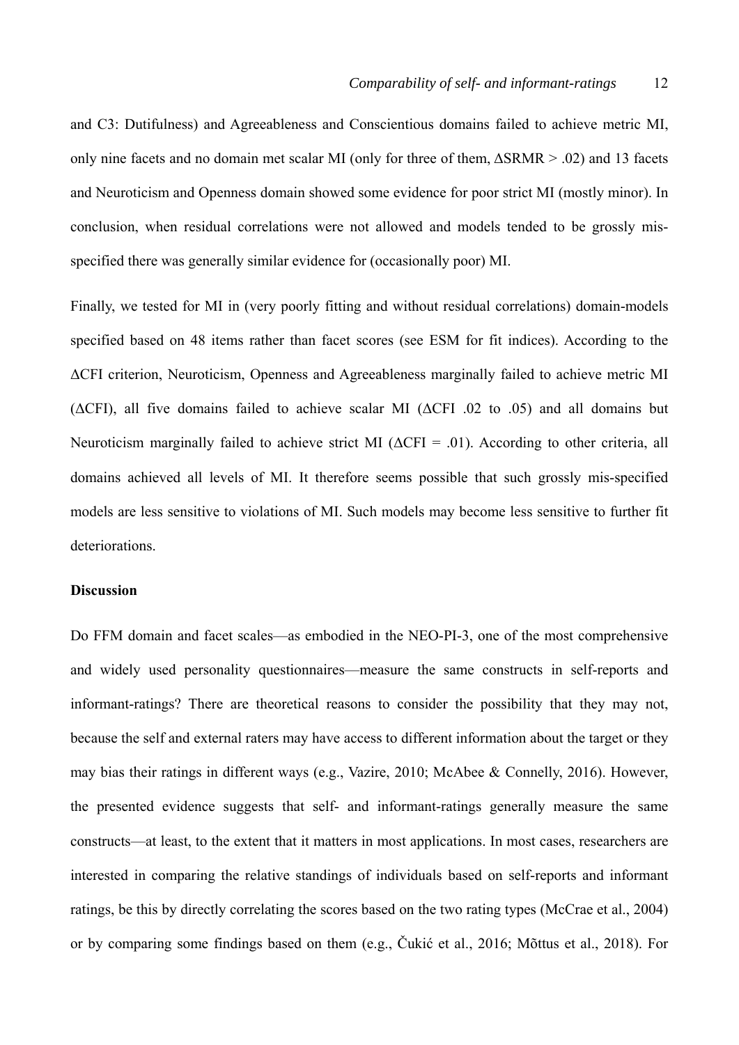and C3: Dutifulness) and Agreeableness and Conscientious domains failed to achieve metric MI, only nine facets and no domain met scalar MI (only for three of them, ΔSRMR > .02) and 13 facets and Neuroticism and Openness domain showed some evidence for poor strict MI (mostly minor). In conclusion, when residual correlations were not allowed and models tended to be grossly mis-specified there was generally similar evidence for (occasionally poor) MI.

Finally, we tested for MI in (very poorly fitting and without residual correlations) domain-models specified based on 48 items rather than facet scores (see ESM for fit indices). According to the ΔCFI criterion, Neuroticism, Openness and Agreeableness marginally failed to achieve metric MI (ΔCFI), all five domains failed to achieve scalar MI (ΔCFI .02 to .05) and all domains but Neuroticism marginally failed to achieve strict MI (ΔCFI = .01). According to other criteria, all domains achieved all levels of MI. It therefore seems possible that such grossly mis-specified models are less sensitive to violations of MI. Such models may become less sensitive to further fit deteriorations.

## Discussion

Do FFM domain and facet scales—as embodied in the NEO-PI-3, one of the most comprehensive and widely used personality questionnaires—measure the same constructs in self-reports and informant-ratings? There are theoretical reasons to consider the possibility that they may not, because the self and external raters may have access to different information about the target or they may bias their ratings in different ways (e.g., Vazire, 2010; McAbee & Connelly, 2016). However, the presented evidence suggests that self- and informant-ratings generally measure the same constructs—at least, to the extent that it matters in most applications. In most cases, researchers are interested in comparing the relative standings of individuals based on self-reports and informant ratings, be this by directly correlating the scores based on the two rating types (McCrae et al., 2004) or by comparing some findings based on them (e.g., Čukić et al., 2016; Mõttus et al., 2018). For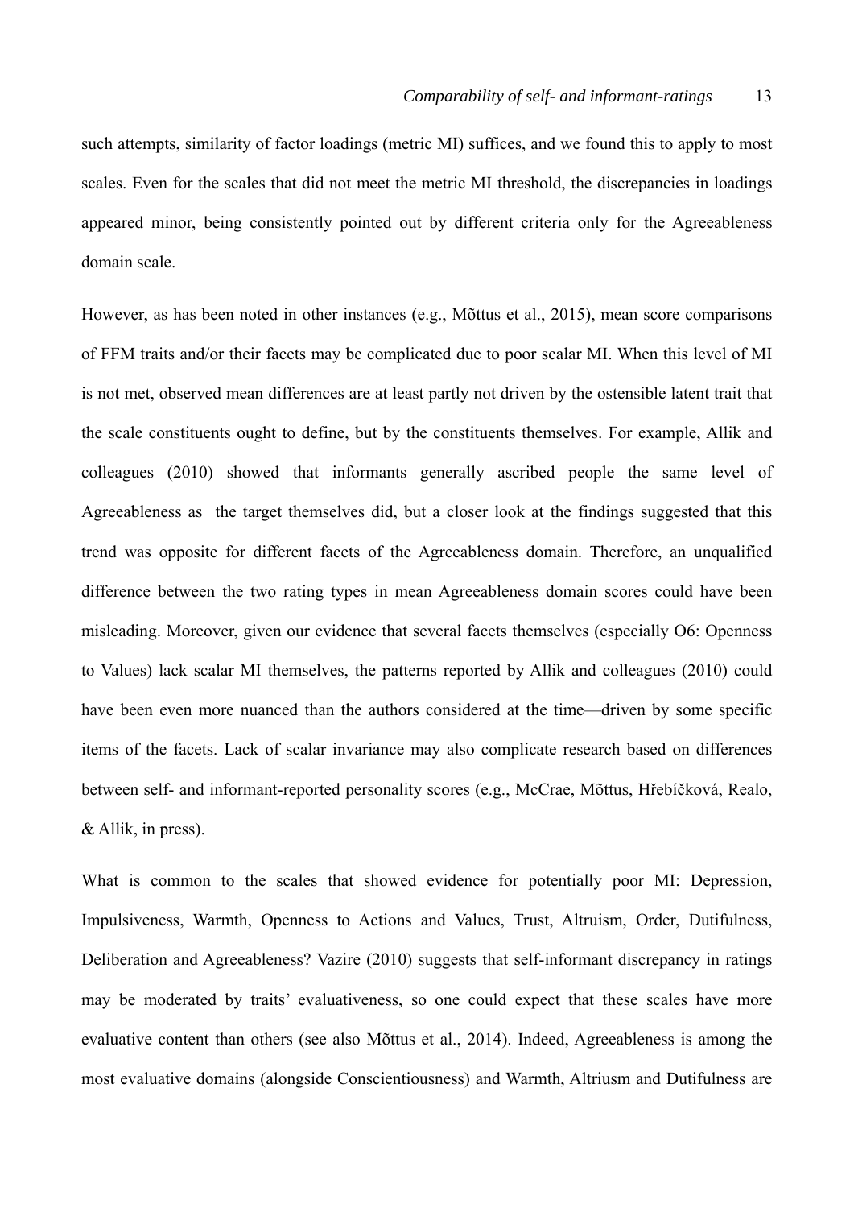such attempts, similarity of factor loadings (metric MI) suffices, and we found this to apply to most scales. Even for the scales that did not meet the metric MI threshold, the discrepancies in loadings appeared minor, being consistently pointed out by different criteria only for the Agreeableness domain scale.

However, as has been noted in other instances (e.g., Mõttus et al., 2015), mean score comparisons of FFM traits and/or their facets may be complicated due to poor scalar MI. When this level of MI is not met, observed mean differences are at least partly not driven by the ostensible latent trait that the scale constituents ought to define, but by the constituents themselves. For example, Allik and colleagues (2010) showed that informants generally ascribed people the same level of Agreeableness as the target themselves did, but a closer look at the findings suggested that this trend was opposite for different facets of the Agreeableness domain. Therefore, an unqualified difference between the two rating types in mean Agreeableness domain scores could have been misleading. Moreover, given our evidence that several facets themselves (especially O6: Openness to Values) lack scalar MI themselves, the patterns reported by Allik and colleagues (2010) could have been even more nuanced than the authors considered at the time—driven by some specific items of the facets. Lack of scalar invariance may also complicate research based on differences between self- and informant-reported personality scores (e.g., McCrae, Mõttus, Hřebíčková, Realo, & Allik, in press).

What is common to the scales that showed evidence for potentially poor MI: Depression, Impulsiveness, Warmth, Openness to Actions and Values, Trust, Altruism, Order, Dutifulness, Deliberation and Agreeableness? Vazire (2010) suggests that self-informant discrepancy in ratings may be moderated by traits' evaluativeness, so one could expect that these scales have more evaluative content than others (see also Mõttus et al., 2014). Indeed, Agreeableness is among the most evaluative domains (alongside Conscientiousness) and Warmth, Altriusm and Dutifulness are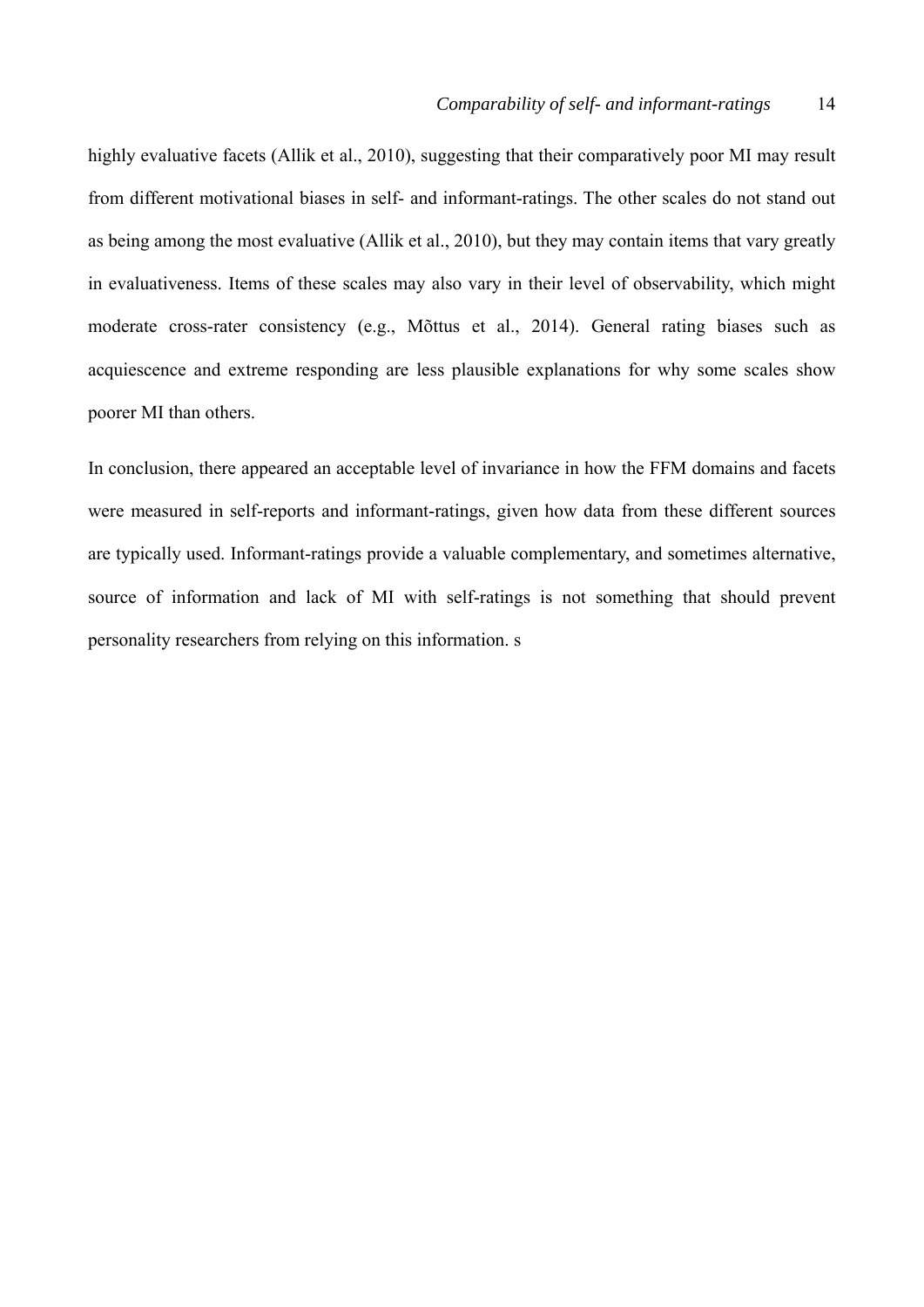highly evaluative facets (Allik et al., 2010), suggesting that their comparatively poor MI may result from different motivational biases in self- and informant-ratings. The other scales do not stand out as being among the most evaluative (Allik et al., 2010), but they may contain items that vary greatly in evaluativeness. Items of these scales may also vary in their level of observability, which might moderate cross-rater consistency (e.g., Mõttus et al., 2014). General rating biases such as acquiescence and extreme responding are less plausible explanations for why some scales show poorer MI than others.

In conclusion, there appeared an acceptable level of invariance in how the FFM domains and facets were measured in self-reports and informant-ratings, given how data from these different sources are typically used. Informant-ratings provide a valuable complementary, and sometimes alternative, source of information and lack of MI with self-ratings is not something that should prevent personality researchers from relying on this information. s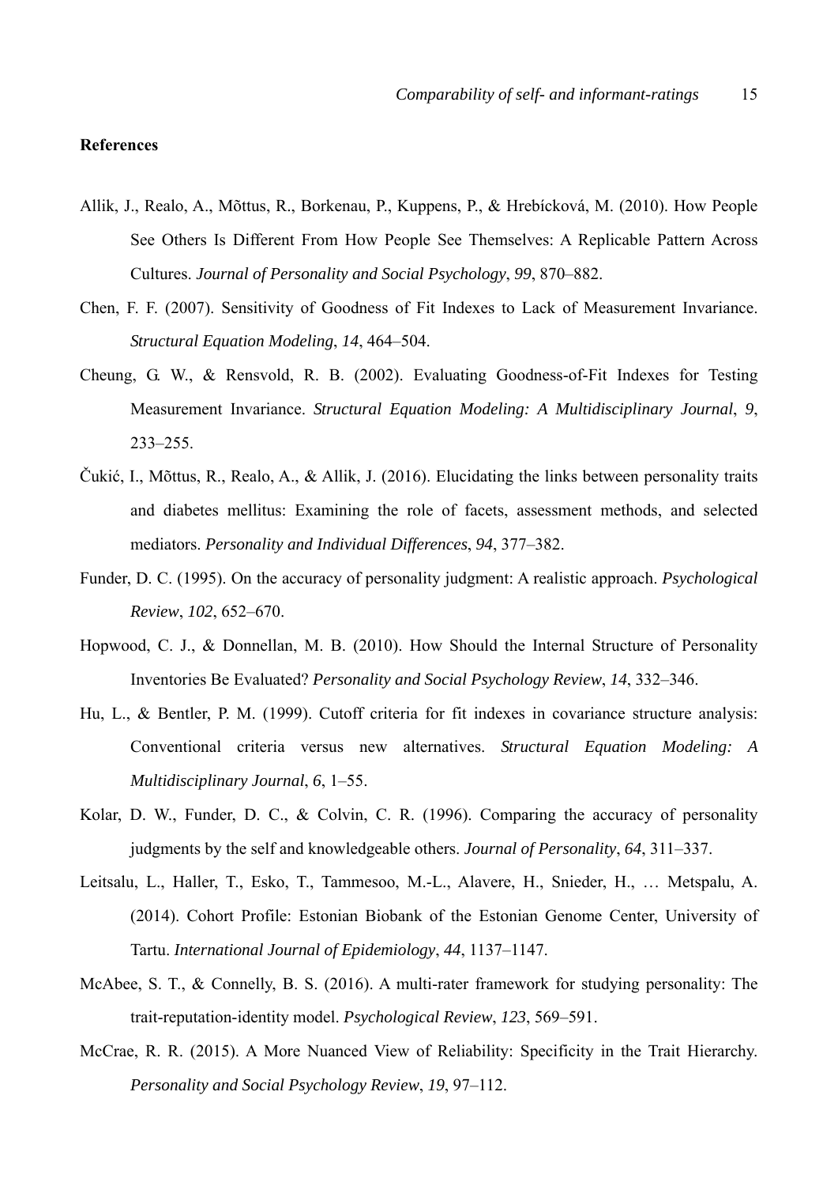**References**

Allik, J., Realo, A., Mõttus, R., Borkenau, P., Kuppens, P., & Hrebícková, M. (2010). How People See Others Is Different From How People See Themselves: A Replicable Pattern Across Cultures. *Journal of Personality and Social Psychology*, *99*, 870–882.

Chen, F. F. (2007). Sensitivity of Goodness of Fit Indexes to Lack of Measurement Invariance. *Structural Equation Modeling*, *14*, 464–504.

Cheung, G. W., & Rensvold, R. B. (2002). Evaluating Goodness-of-Fit Indexes for Testing Measurement Invariance. *Structural Equation Modeling: A Multidisciplinary Journal*, *9*, 233–255.

Čukić, I., Mõttus, R., Realo, A., & Allik, J. (2016). Elucidating the links between personality traits and diabetes mellitus: Examining the role of facets, assessment methods, and selected mediators. *Personality and Individual Differences*, *94*, 377–382.

Funder, D. C. (1995). On the accuracy of personality judgment: A realistic approach. *Psychological Review*, *102*, 652–670.

Hopwood, C. J., & Donnellan, M. B. (2010). How Should the Internal Structure of Personality Inventories Be Evaluated? *Personality and Social Psychology Review*, *14*, 332–346.

Hu, L., & Bentler, P. M. (1999). Cutoff criteria for fit indexes in covariance structure analysis: Conventional criteria versus new alternatives. *Structural Equation Modeling: A Multidisciplinary Journal*, *6*, 1–55.

Kolar, D. W., Funder, D. C., & Colvin, C. R. (1996). Comparing the accuracy of personality judgments by the self and knowledgeable others. *Journal of Personality*, *64*, 311–337.

Leitsalu, L., Haller, T., Esko, T., Tammesoo, M.-L., Alavere, H., Snieder, H., … Metspalu, A. (2014). Cohort Profile: Estonian Biobank of the Estonian Genome Center, University of Tartu. *International Journal of Epidemiology*, *44*, 1137–1147.

McAbee, S. T., & Connelly, B. S. (2016). A multi-rater framework for studying personality: The trait-reputation-identity model. *Psychological Review*, *123*, 569–591.

McCrae, R. R. (2015). A More Nuanced View of Reliability: Specificity in the Trait Hierarchy. *Personality and Social Psychology Review*, *19*, 97–112.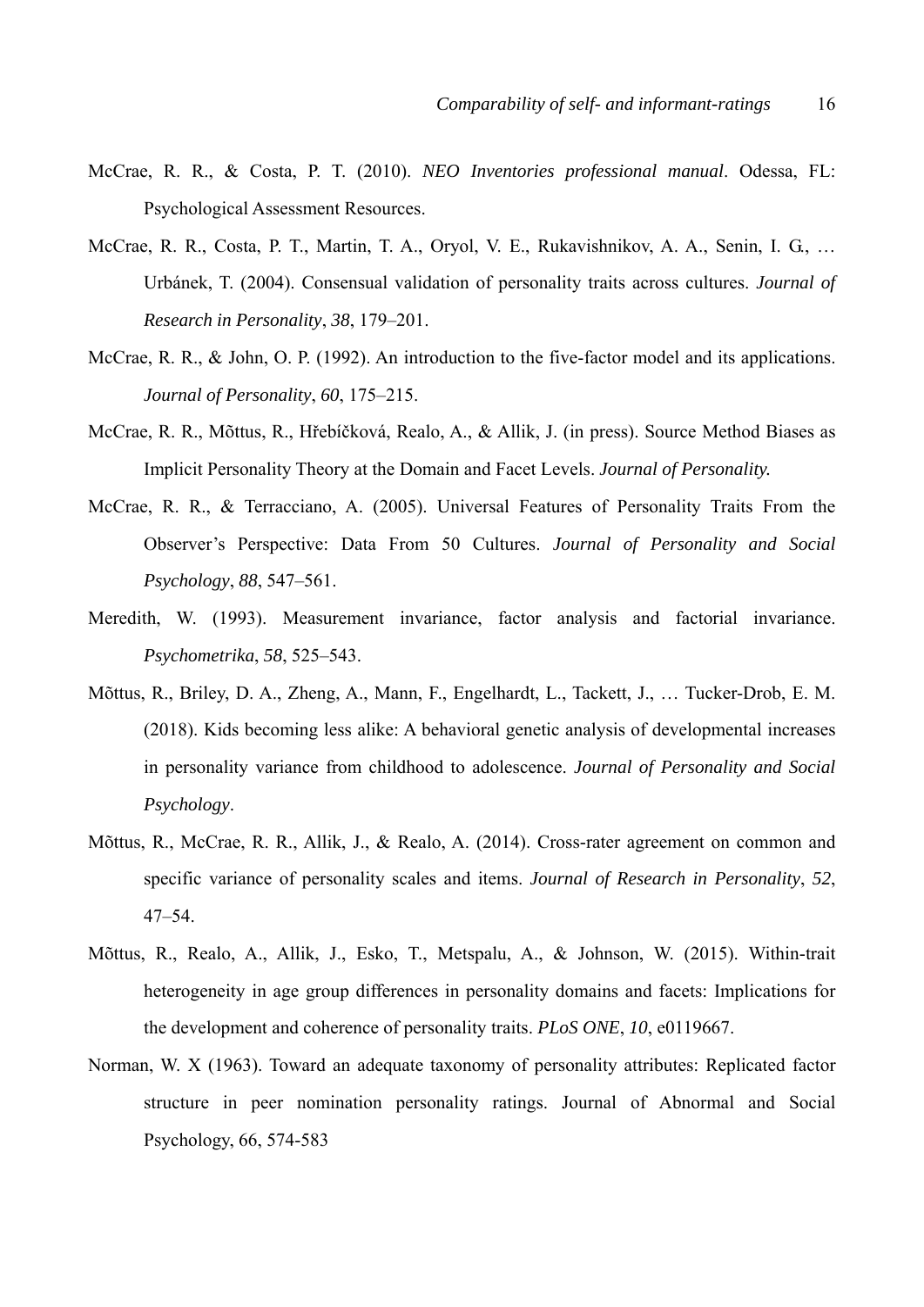McCrae, R. R., & Costa, P. T. (2010). *NEO Inventories professional manual*. Odessa, FL: Psychological Assessment Resources.

McCrae, R. R., Costa, P. T., Martin, T. A., Oryol, V. E., Rukavishnikov, A. A., Senin, I. G., … Urbánek, T. (2004). Consensual validation of personality traits across cultures. *Journal of Research in Personality*, *38*, 179–201.

McCrae, R. R., & John, O. P. (1992). An introduction to the five-factor model and its applications. *Journal of Personality*, *60*, 175–215.

McCrae, R. R., Mõttus, R., Hřebíčková, Realo, A., & Allik, J. (in press). Source Method Biases as Implicit Personality Theory at the Domain and Facet Levels. *Journal of Personality.*

McCrae, R. R., & Terracciano, A. (2005). Universal Features of Personality Traits From the Observer's Perspective: Data From 50 Cultures. *Journal of Personality and Social Psychology*, *88*, 547–561.

Meredith, W. (1993). Measurement invariance, factor analysis and factorial invariance. *Psychometrika*, *58*, 525–543.

Mõttus, R., Briley, D. A., Zheng, A., Mann, F., Engelhardt, L., Tackett, J., … Tucker-Drob, E. M. (2018). Kids becoming less alike: A behavioral genetic analysis of developmental increases in personality variance from childhood to adolescence. *Journal of Personality and Social Psychology*.

Mõttus, R., McCrae, R. R., Allik, J., & Realo, A. (2014). Cross-rater agreement on common and specific variance of personality scales and items. *Journal of Research in Personality*, *52*, 47–54.

Mõttus, R., Realo, A., Allik, J., Esko, T., Metspalu, A., & Johnson, W. (2015). Within-trait heterogeneity in age group differences in personality domains and facets: Implications for the development and coherence of personality traits. *PLoS ONE*, *10*, e0119667.

Norman, W. X (1963). Toward an adequate taxonomy of personality attributes: Replicated factor structure in peer nomination personality ratings. Journal of Abnormal and Social Psychology, 66, 574-583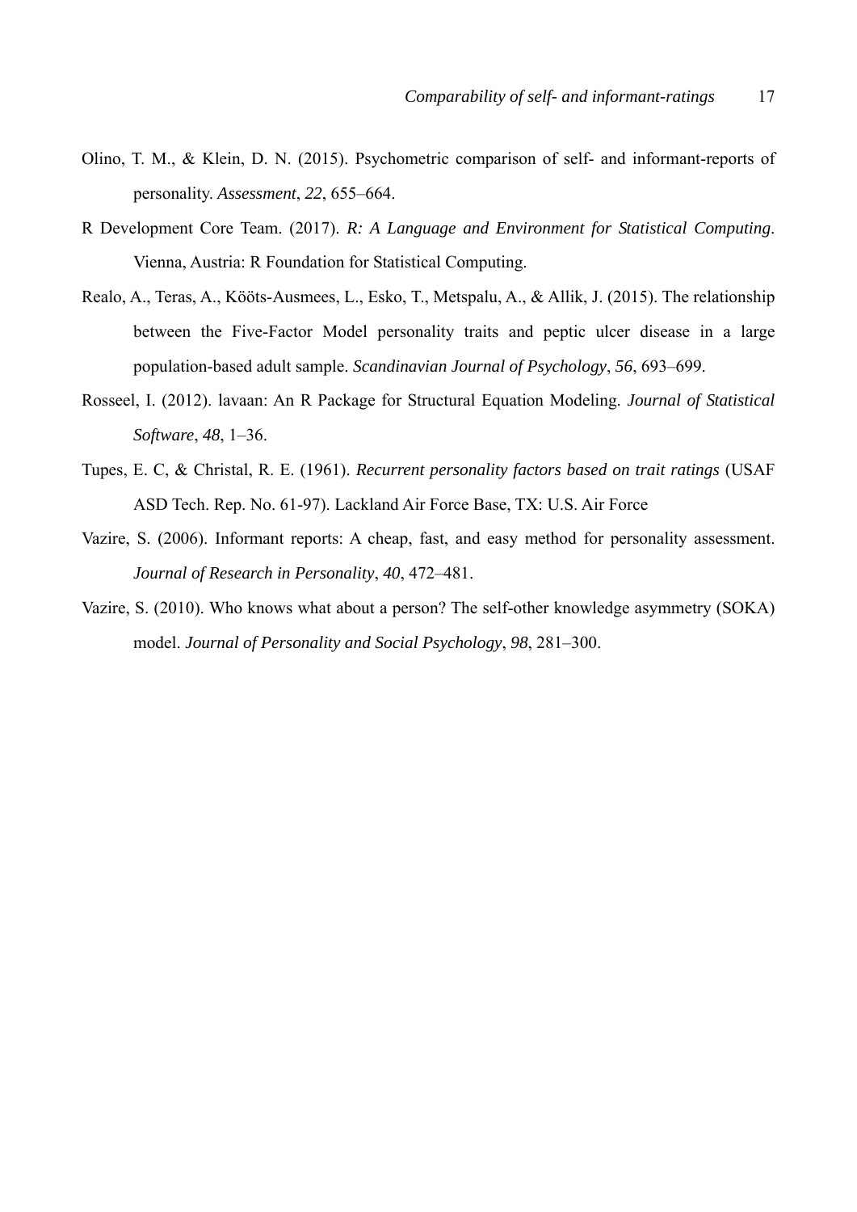Olino, T. M., & Klein, D. N. (2015). Psychometric comparison of self- and informant-reports of personality. *Assessment*, *22*, 655–664.

R Development Core Team. (2017). *R: A Language and Environment for Statistical Computing*. Vienna, Austria: R Foundation for Statistical Computing.

Realo, A., Teras, A., Kööts-Ausmees, L., Esko, T., Metspalu, A., & Allik, J. (2015). The relationship between the Five-Factor Model personality traits and peptic ulcer disease in a large population-based adult sample. *Scandinavian Journal of Psychology*, *56*, 693–699.

Rosseel, I. (2012). lavaan: An R Package for Structural Equation Modeling. *Journal of Statistical Software*, *48*, 1–36.

Tupes, E. C, & Christal, R. E. (1961). *Recurrent personality factors based on trait ratings* (USAF ASD Tech. Rep. No. 61-97). Lackland Air Force Base, TX: U.S. Air Force

Vazire, S. (2006). Informant reports: A cheap, fast, and easy method for personality assessment. *Journal of Research in Personality*, *40*, 472–481.

Vazire, S. (2010). Who knows what about a person? The self-other knowledge asymmetry (SOKA) model. *Journal of Personality and Social Psychology*, *98*, 281–300.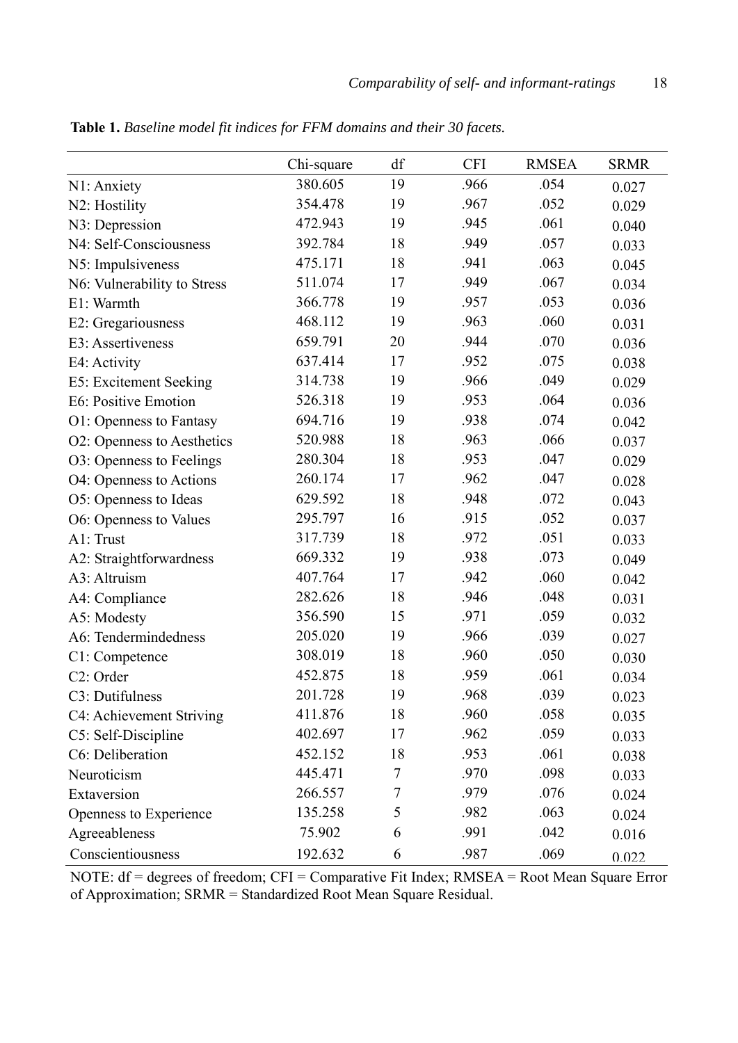**Table 1.** *Baseline model fit indices for FFM domains and their 30 facets.*

| | Chi-square | df | CFI | RMSEA | SRMR |
|---|---|---|---|---|---|
| N1: Anxiety | 380.605 | 19 | .966 | .054 | 0.027 |
| N2: Hostility | 354.478 | 19 | .967 | .052 | 0.029 |
| N3: Depression | 472.943 | 19 | .945 | .061 | 0.040 |
| N4: Self-Consciousness | 392.784 | 18 | .949 | .057 | 0.033 |
| N5: Impulsiveness | 475.171 | 18 | .941 | .063 | 0.045 |
| N6: Vulnerability to Stress | 511.074 | 17 | .949 | .067 | 0.034 |
| E1: Warmth | 366.778 | 19 | .957 | .053 | 0.036 |
| E2: Gregariousness | 468.112 | 19 | .963 | .060 | 0.031 |
| E3: Assertiveness | 659.791 | 20 | .944 | .070 | 0.036 |
| E4: Activity | 637.414 | 17 | .952 | .075 | 0.038 |
| E5: Excitement Seeking | 314.738 | 19 | .966 | .049 | 0.029 |
| E6: Positive Emotion | 526.318 | 19 | .953 | .064 | 0.036 |
| O1: Openness to Fantasy | 694.716 | 19 | .938 | .074 | 0.042 |
| O2: Openness to Aesthetics | 520.988 | 18 | .963 | .066 | 0.037 |
| O3: Openness to Feelings | 280.304 | 18 | .953 | .047 | 0.029 |
| O4: Openness to Actions | 260.174 | 17 | .962 | .047 | 0.028 |
| O5: Openness to Ideas | 629.592 | 18 | .948 | .072 | 0.043 |
| O6: Openness to Values | 295.797 | 16 | .915 | .052 | 0.037 |
| A1: Trust | 317.739 | 18 | .972 | .051 | 0.033 |
| A2: Straightforwardness | 669.332 | 19 | .938 | .073 | 0.049 |
| A3: Altruism | 407.764 | 17 | .942 | .060 | 0.042 |
| A4: Compliance | 282.626 | 18 | .946 | .048 | 0.031 |
| A5: Modesty | 356.590 | 15 | .971 | .059 | 0.032 |
| A6: Tendermindedness | 205.020 | 19 | .966 | .039 | 0.027 |
| C1: Competence | 308.019 | 18 | .960 | .050 | 0.030 |
| C2: Order | 452.875 | 18 | .959 | .061 | 0.034 |
| C3: Dutifulness | 201.728 | 19 | .968 | .039 | 0.023 |
| C4: Achievement Striving | 411.876 | 18 | .960 | .058 | 0.035 |
| C5: Self-Discipline | 402.697 | 17 | .962 | .059 | 0.033 |
| C6: Deliberation | 452.152 | 18 | .953 | .061 | 0.038 |
| Neuroticism | 445.471 | 7 | .970 | .098 | 0.033 |
| Extaversion | 266.557 | 7 | .979 | .076 | 0.024 |
| Openness to Experience | 135.258 | 5 | .982 | .063 | 0.024 |
| Agreeableness | 75.902 | 6 | .991 | .042 | 0.016 |
| Conscientiousness | 192.632 | 6 | .987 | .069 | 0.022 |

NOTE: df = degrees of freedom; CFI = Comparative Fit Index; RMSEA = Root Mean Square Error of Approximation; SRMR = Standardized Root Mean Square Residual.